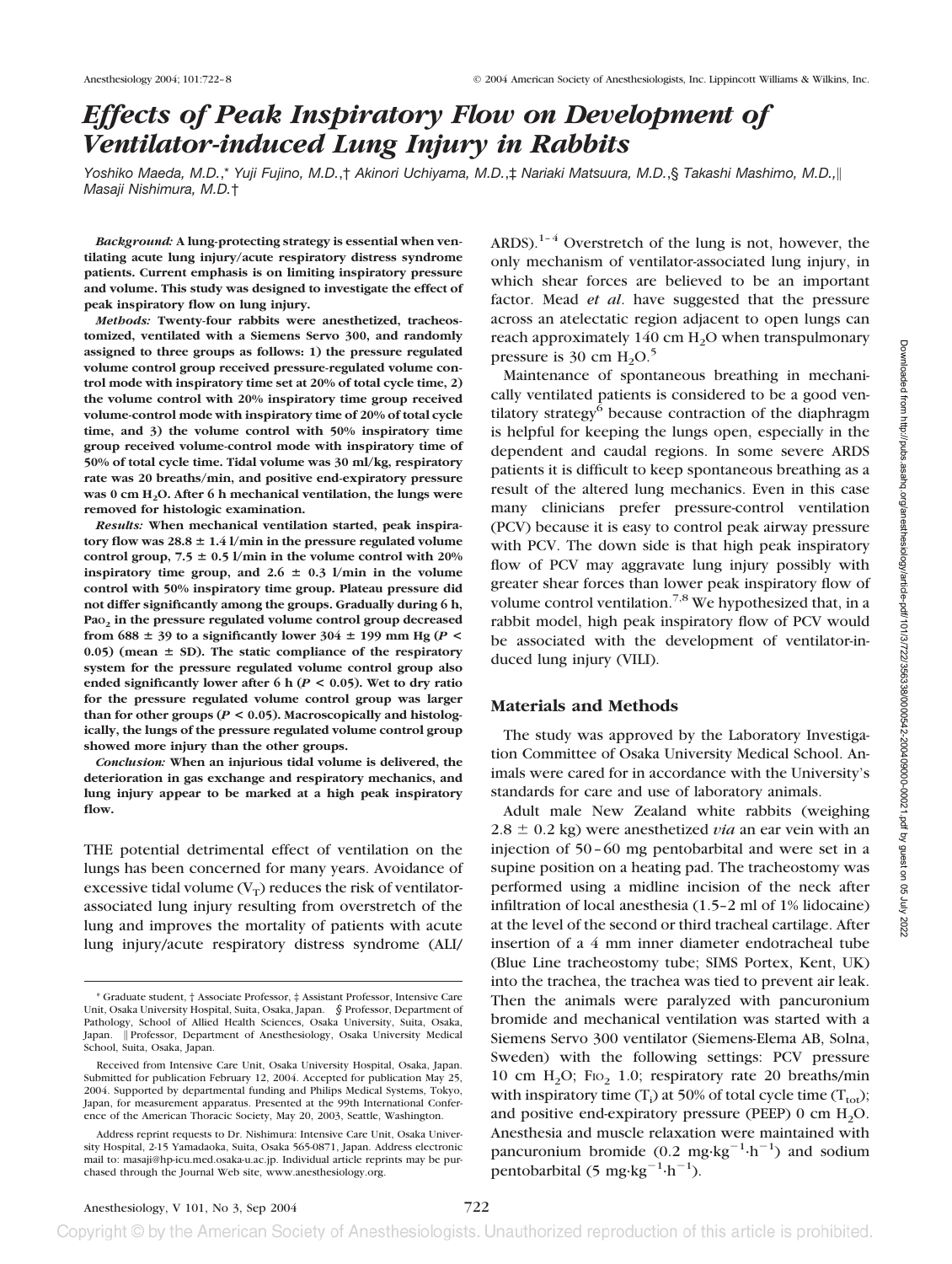# Effects of Peak Inspiratory Flow on Development of Ventilator-induced Lung Injury in Rabbits

*Yoshiko Maeda, M.D.,\* Yuji Fujino, M.D.,† Akinori Uchiyama, M.D.,‡ Nariaki Matsuura, M.D.,§ Takashi Mashimo, M.D.,‖ Masaji Nishimura, M.D.†*

***Background:*** **A lung-protecting strategy is essential when ventilating acute lung injury/acute respiratory distress syndrome patients. Current emphasis is on limiting inspiratory pressure and volume. This study was designed to investigate the effect of peak inspiratory flow on lung injury.**

***Methods:*** **Twenty-four rabbits were anesthetized, tracheostomized, ventilated with a Siemens Servo 300, and randomly assigned to three groups as follows: 1) the pressure regulated volume control group received pressure-regulated volume control mode with inspiratory time set at 20% of total cycle time, 2) the volume control with 20% inspiratory time group received volume-control mode with inspiratory time of 20% of total cycle time, and 3) the volume control with 50% inspiratory time group received volume-control mode with inspiratory time of 50% of total cycle time. Tidal volume was 30 ml/kg, respiratory rate was 20 breaths/min, and positive end-expiratory pressure was 0 cm $H_2O$. After 6 h mechanical ventilation, the lungs were removed for histologic examination.**

***Results:*** **When mechanical ventilation started, peak inspiratory flow was 28.8 ± 1.4 l/min in the pressure regulated volume control group, 7.5 ± 0.5 l/min in the volume control with 20% inspiratory time group, and 2.6 ± 0.3 l/min in the volume control with 50% inspiratory time group. Plateau pressure did not differ significantly among the groups. Gradually during 6 h, $Pa_{O_2}$ in the pressure regulated volume control group decreased from 688 ± 39 to a significantly lower 304 ± 199 mm Hg ($P < 0.05$) (mean ± SD). The static compliance of the respiratory system for the pressure regulated volume control group also ended significantly lower after 6 h ($P < 0.05$). Wet to dry ratio for the pressure regulated volume control group was larger than for other groups ($P < 0.05$). Macroscopically and histologically, the lungs of the pressure regulated volume control group showed more injury than the other groups.**

***Conclusion:*** **When an injurious tidal volume is delivered, the deterioration in gas exchange and respiratory mechanics, and lung injury appear to be marked at a high peak inspiratory flow.**

THE potential detrimental effect of ventilation on the lungs has been concerned for many years. Avoidance of excessive tidal volume ($V_T$) reduces the risk of ventilator-associated lung injury resulting from overstretch of the lung and improves the mortality of patients with acute lung injury/acute respiratory distress syndrome (ALI/ARDS).[1–4] Overstretch of the lung is not, however, the only mechanism of ventilator-associated lung injury, in which shear forces are believed to be an important factor. Mead *et al*. have suggested that the pressure across an atelectatic region adjacent to open lungs can reach approximately 140 cm $H_2O$ when transpulmonary pressure is 30 cm $H_2O$.[5]

Maintenance of spontaneous breathing in mechanically ventilated patients is considered to be a good ventilatory strategy[6] because contraction of the diaphragm is helpful for keeping the lungs open, especially in the dependent and caudal regions. In some severe ARDS patients it is difficult to keep spontaneous breathing as a result of the altered lung mechanics. Even in this case many clinicians prefer pressure-control ventilation (PCV) because it is easy to control peak airway pressure with PCV. The down side is that high peak inspiratory flow of PCV may aggravate lung injury possibly with greater shear forces than lower peak inspiratory flow of volume control ventilation.[7,8] We hypothesized that, in a rabbit model, high peak inspiratory flow of PCV would be associated with the development of ventilator-induced lung injury (VILI).

## Materials and Methods

The study was approved by the Laboratory Investigation Committee of Osaka University Medical School. Animals were cared for in accordance with the University's standards for care and use of laboratory animals.

Adult male New Zealand white rabbits (weighing 2.8 ± 0.2 kg) were anesthetized *via* an ear vein with an injection of 50–60 mg pentobarbital and were set in a supine position on a heating pad. The tracheostomy was performed using a midline incision of the neck after infiltration of local anesthesia (1.5–2 ml of 1% lidocaine) at the level of the second or third tracheal cartilage. After insertion of a 4 mm inner diameter endotracheal tube (Blue Line tracheostomy tube; SIMS Portex, Kent, UK) into the trachea, the trachea was tied to prevent air leak. Then the animals were paralyzed with pancuronium bromide and mechanical ventilation was started with a Siemens Servo 300 ventilator (Siemens-Elema AB, Solna, Sweden) with the following settings: PCV pressure 10 cm $H_2O$; $F_{IO_2}$ 1.0; respiratory rate 20 breaths/min with inspiratory time ($T_i$) at 50% of total cycle time ($T_{tot}$); and positive end-expiratory pressure (PEEP) 0 cm $H_2O$. Anesthesia and muscle relaxation were maintained with pancuronium bromide (0.2 $mg \cdot kg^{-1} \cdot h^{-1}$) and sodium pentobarbital (5 $mg \cdot kg^{-1} \cdot h^{-1}$).

---

\* Graduate student, † Associate Professor, ‡ Assistant Professor, Intensive Care Unit, Osaka University Hospital, Suita, Osaka, Japan. § Professor, Department of Pathology, School of Allied Health Sciences, Osaka University, Suita, Osaka, Japan. ‖ Professor, Department of Anesthesiology, Osaka University Medical School, Suita, Osaka, Japan.

Received from Intensive Care Unit, Osaka University Hospital, Osaka, Japan. Submitted for publication February 12, 2004. Accepted for publication May 25, 2004. Supported by departmental funding and Philips Medical Systems, Tokyo, Japan, for measurement apparatus. Presented at the 99th International Conference of the American Thoracic Society, May 20, 2003, Seattle, Washington.

Address reprint requests to Dr. Nishimura: Intensive Care Unit, Osaka University Hospital, 2-15 Yamadaoka, Suita, Osaka 565-0871, Japan. Address electronic mail to: masaji@hp-icu.med.osaka-u.ac.jp. Individual article reprints may be purchased through the Journal Web site, www.anesthesiology.org.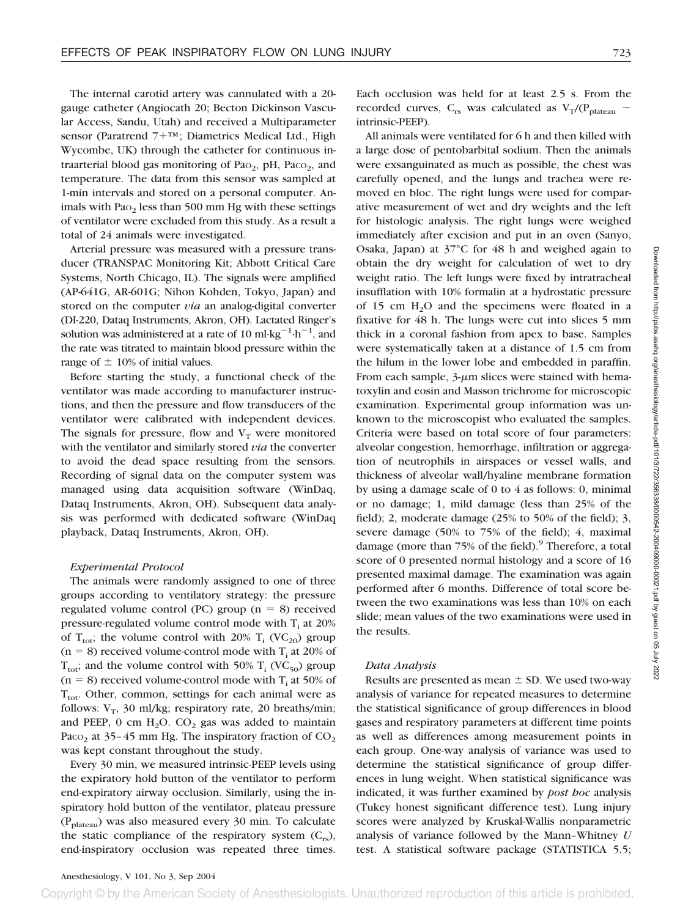The internal carotid artery was cannulated with a 20-gauge catheter (Angiocath 20; Becton Dickinson Vascular Access, Sandu, Utah) and received a Multiparameter sensor (Paratrend 7+™; Diametrics Medical Ltd., High Wycombe, UK) through the catheter for continuous intraarterial blood gas monitoring of $Pa_{O_2}$, pH, $Pa_{CO_2}$, and temperature. The data from this sensor was sampled at 1-min intervals and stored on a personal computer. Animals with $Pa_{O_2}$ less than 500 mm Hg with these settings of ventilator were excluded from this study. As a result a total of 24 animals were investigated.

Arterial pressure was measured with a pressure transducer (TRANSPAC Monitoring Kit; Abbott Critical Care Systems, North Chicago, IL). The signals were amplified (AP-641G, AR-601G; Nihon Kohden, Tokyo, Japan) and stored on the computer *via* an analog-digital converter (DI-220, Dataq Instruments, Akron, OH). Lactated Ringer's solution was administered at a rate of 10 $ml \cdot kg^{-1} \cdot h^{-1}$, and the rate was titrated to maintain blood pressure within the range of ± 10% of initial values.

Before starting the study, a functional check of the ventilator was made according to manufacturer instructions, and then the pressure and flow transducers of the ventilator were calibrated with independent devices. The signals for pressure, flow and $V_T$ were monitored with the ventilator and similarly stored *via* the converter to avoid the dead space resulting from the sensors. Recording of signal data on the computer system was managed using data acquisition software (WinDaq, Dataq Instruments, Akron, OH). Subsequent data analysis was performed with dedicated software (WinDaq playback, Dataq Instruments, Akron, OH).

### *Experimental Protocol*

The animals were randomly assigned to one of three groups according to ventilatory strategy: the pressure regulated volume control (PC) group (n = 8) received pressure-regulated volume control mode with $T_i$ at 20% of $T_{tot}$; the volume control with 20% $T_i$ ($VC_{20}$) group (n = 8) received volume-control mode with $T_i$ at 20% of $T_{tot}$; and the volume control with 50% $T_i$ ($VC_{50}$) group (n = 8) received volume-control mode with $T_i$ at 50% of $T_{tot}$. Other, common, settings for each animal were as follows: $V_T$, 30 ml/kg; respiratory rate, 20 breaths/min; and PEEP, 0 cm $H_2O$. $CO_2$ gas was added to maintain $Pa_{CO_2}$ at 35–45 mm Hg. The inspiratory fraction of $CO_2$ was kept constant throughout the study.

Every 30 min, we measured intrinsic-PEEP levels using the expiratory hold button of the ventilator to perform end-expiratory airway occlusion. Similarly, using the inspiratory hold button of the ventilator, plateau pressure ($P_{plateau}$) was also measured every 30 min. To calculate the static compliance of the respiratory system ($C_{rs}$), end-inspiratory occlusion was repeated three times. Each occlusion was held for at least 2.5 s. From the recorded curves, $C_{rs}$ was calculated as $V_T/(P_{plateau} -$ intrinsic-PEEP).

All animals were ventilated for 6 h and then killed with a large dose of pentobarbital sodium. Then the animals were exsanguinated as much as possible, the chest was carefully opened, and the lungs and trachea were removed en bloc. The right lungs were used for comparative measurement of wet and dry weights and the left for histologic analysis. The right lungs were weighed immediately after excision and put in an oven (Sanyo, Osaka, Japan) at 37°C for 48 h and weighed again to obtain the dry weight for calculation of wet to dry weight ratio. The left lungs were fixed by intratracheal insufflation with 10% formalin at a hydrostatic pressure of 15 cm $H_2O$ and the specimens were floated in a fixative for 48 h. The lungs were cut into slices 5 mm thick in a coronal fashion from apex to base. Samples were systematically taken at a distance of 1.5 cm from the hilum in the lower lobe and embedded in paraffin. From each sample, 3-$\mu$m slices were stained with hematoxylin and eosin and Masson trichrome for microscopic examination. Experimental group information was unknown to the microscopist who evaluated the samples. Criteria were based on total score of four parameters: alveolar congestion, hemorrhage, infiltration or aggregation of neutrophils in airspaces or vessel walls, and thickness of alveolar wall/hyaline membrane formation by using a damage scale of 0 to 4 as follows: 0, minimal or no damage; 1, mild damage (less than 25% of the field); 2, moderate damage (25% to 50% of the field); 3, severe damage (50% to 75% of the field); 4, maximal damage (more than 75% of the field).[9] Therefore, a total score of 0 presented normal histology and a score of 16 presented maximal damage. The examination was again performed after 6 months. Difference of total score between the two examinations was less than 10% on each slide; mean values of the two examinations were used in the results.

### *Data Analysis*

Results are presented as mean ± SD. We used two-way analysis of variance for repeated measures to determine the statistical significance of group differences in blood gases and respiratory parameters at different time points as well as differences among measurement points in each group. One-way analysis of variance was used to determine the statistical significance of group differences in lung weight. When statistical significance was indicated, it was further examined by *post hoc* analysis (Tukey honest significant difference test). Lung injury scores were analyzed by Kruskal-Wallis nonparametric analysis of variance followed by the Mann–Whitney *U* test. A statistical software package (STATISTICA 5.5;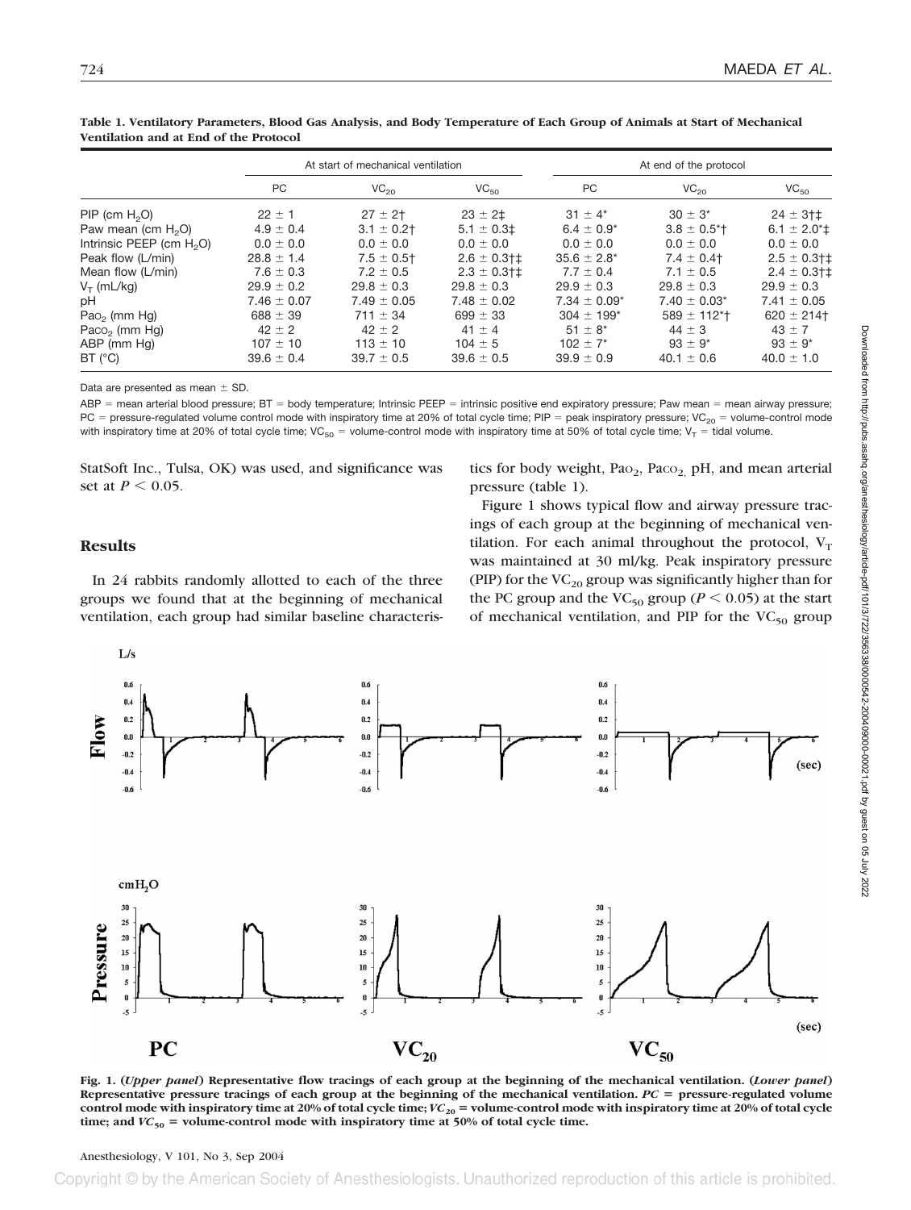**Table 1. Ventilatory Parameters, Blood Gas Analysis, and Body Temperature of Each Group of Animals at Start of Mechanical Ventilation and at End of the Protocol**

| | At start of mechanical ventilation | | | At end of the protocol | | |
|---|---|---|---|---|---|---|
| | PC | $VC_{20}$ | $VC_{50}$ | PC | $VC_{20}$ | $VC_{50}$ |
| PIP (cm $H_2O$) | 22 ± 1 | 27 ± 2† | 23 ± 2‡ | 31 ± 4* | 30 ± 3* | 24 ± 3†‡ |
| Paw mean (cm $H_2O$) | 4.9 ± 0.4 | 3.1 ± 0.2† | 5.1 ± 0.3‡ | 6.4 ± 0.9* | 3.8 ± 0.5*† | 6.1 ± 2.0*‡ |
| Intrinsic PEEP (cm $H_2O$) | 0.0 ± 0.0 | 0.0 ± 0.0 | 0.0 ± 0.0 | 0.0 ± 0.0 | 0.0 ± 0.0 | 0.0 ± 0.0 |
| Peak flow (L/min) | 28.8 ± 1.4 | 7.5 ± 0.5† | 2.6 ± 0.3†‡ | 35.6 ± 2.8* | 7.4 ± 0.4† | 2.5 ± 0.3†‡ |
| Mean flow (L/min) | 7.6 ± 0.3 | 7.2 ± 0.5 | 2.3 ± 0.3†‡ | 7.7 ± 0.4 | 7.1 ± 0.5 | 2.4 ± 0.3†‡ |
| $V_T$ (mL/kg) | 29.9 ± 0.2 | 29.8 ± 0.3 | 29.8 ± 0.3 | 29.9 ± 0.3 | 29.8 ± 0.3 | 29.9 ± 0.3 |
| pH | 7.46 ± 0.07 | 7.49 ± 0.05 | 7.48 ± 0.02 | 7.34 ± 0.09* | 7.40 ± 0.03* | 7.41 ± 0.05 |
| $Pa_{O_2}$ (mm Hg) | 688 ± 39 | 711 ± 34 | 699 ± 33 | 304 ± 199* | 589 ± 112*† | 620 ± 214† |
| $Pa_{CO_2}$ (mm Hg) | 42 ± 2 | 42 ± 2 | 41 ± 4 | 51 ± 8* | 44 ± 3 | 43 ± 7 |
| ABP (mm Hg) | 107 ± 10 | 113 ± 10 | 104 ± 5 | 102 ± 7* | 93 ± 9* | 93 ± 9* |
| BT (°C) | 39.6 ± 0.4 | 39.7 ± 0.5 | 39.6 ± 0.5 | 39.9 ± 0.9 | 40.1 ± 0.6 | 40.0 ± 1.0 |

Data are presented as mean ± SD.

ABP = mean arterial blood pressure; BT = body temperature; Intrinsic PEEP = intrinsic positive end expiratory pressure; Paw mean = mean airway pressure; PC = pressure-regulated volume control mode with inspiratory time at 20% of total cycle time; PIP = peak inspiratory pressure; $VC_{20}$ = volume-control mode with inspiratory time at 20% of total cycle time; $VC_{50}$ = volume-control mode with inspiratory time at 50% of total cycle time; $V_T$ = tidal volume.

StatSoft Inc., Tulsa, OK) was used, and significance was set at $P < 0.05$.

## Results

In 24 rabbits randomly allotted to each of the three groups we found that at the beginning of mechanical ventilation, each group had similar baseline characteristics for body weight, $Pa_{O_2}$, $Pa_{CO_2}$, pH, and mean arterial pressure (table 1).

Figure 1 shows typical flow and airway pressure tracings of each group at the beginning of mechanical ventilation. For each animal throughout the protocol, $V_T$ was maintained at 30 ml/kg. Peak inspiratory pressure (PIP) for the $VC_{20}$ group was significantly higher than for the PC group and the $VC_{50}$ group ($P < 0.05$) at the start of mechanical ventilation, and PIP for the $VC_{50}$ group

**Fig. 1. (*Upper panel*) Representative flow tracings of each group at the beginning of the mechanical ventilation. (*Lower panel*) Representative pressure tracings of each group at the beginning of the mechanical ventilation. *PC* = pressure-regulated volume control mode with inspiratory time at 20% of total cycle time; $VC_{20}$ = volume-control mode with inspiratory time at 20% of total cycle time; and $VC_{50}$ = volume-control mode with inspiratory time at 50% of total cycle time.**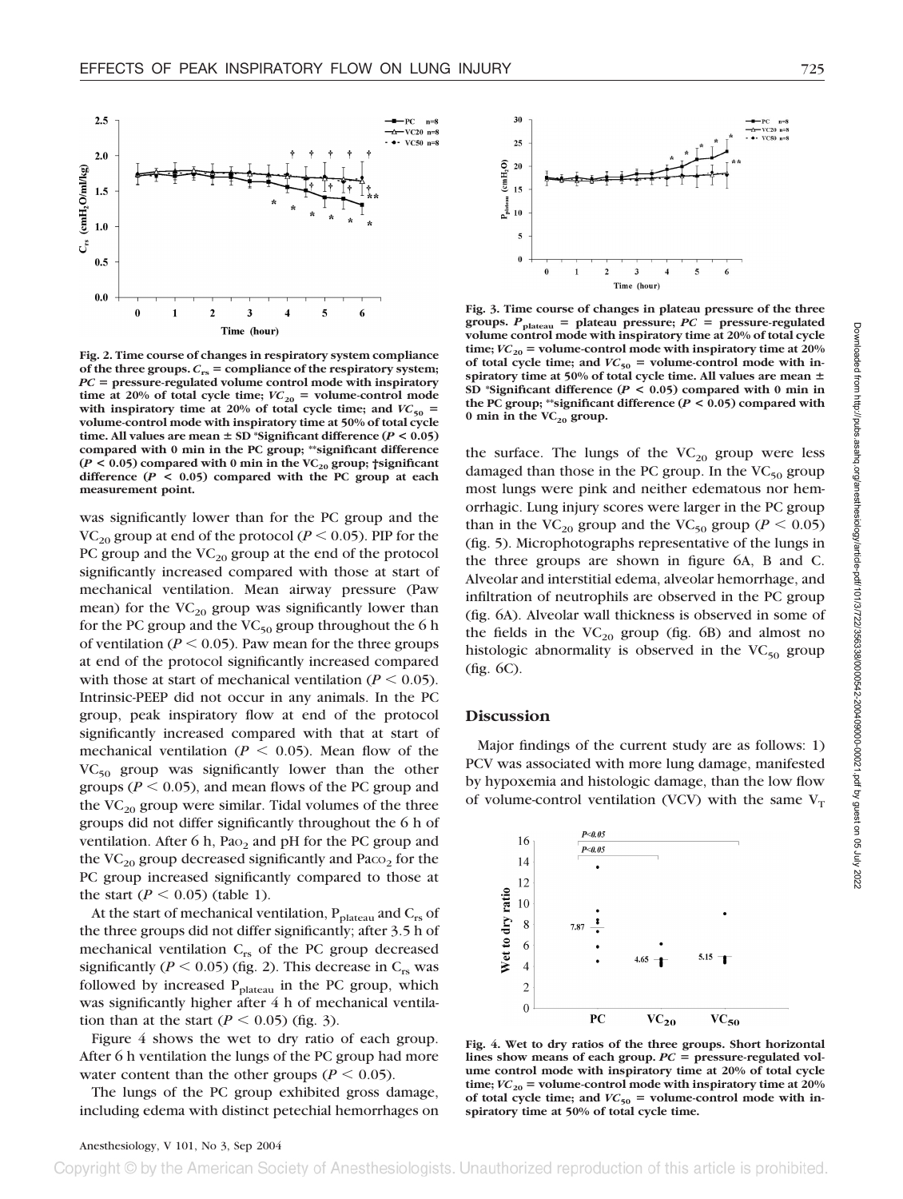Fig. 2. Time course of changes in respiratory system compliance of the three groups. $C_{rs}$ = compliance of the respiratory system; *PC* = pressure-regulated volume control mode with inspiratory time at 20% of total cycle time; $VC_{20}$ = volume-control mode with inspiratory time at 20% of total cycle time; and $VC_{50}$ = volume-control mode with inspiratory time at 50% of total cycle time. All values are mean ± SD *Significant difference ($P < 0.05$) compared with 0 min in the PC group; **significant difference ($P < 0.05$) compared with 0 min in the $VC_{20}$ group; †significant difference ($P < 0.05$) compared with the PC group at each measurement point.

was significantly lower than for the PC group and the $VC_{20}$ group at end of the protocol ($P < 0.05$). PIP for the PC group and the $VC_{20}$ group at the end of the protocol significantly increased compared with those at start of mechanical ventilation. Mean airway pressure (Paw mean) for the $VC_{20}$ group was significantly lower than for the PC group and the $VC_{50}$ group throughout the 6 h of ventilation ($P < 0.05$). Paw mean for the three groups at end of the protocol significantly increased compared with those at start of mechanical ventilation ($P < 0.05$). Intrinsic-PEEP did not occur in any animals. In the PC group, peak inspiratory flow at end of the protocol significantly increased compared with that at start of mechanical ventilation ($P < 0.05$). Mean flow of the $VC_{50}$ group was significantly lower than the other groups ($P < 0.05$), and mean flows of the PC group and the $VC_{20}$ group were similar. Tidal volumes of the three groups did not differ significantly throughout the 6 h of ventilation. After 6 h, $Pa_{O_2}$ and pH for the PC group and the $VC_{20}$ group decreased significantly and $Pa_{CO_2}$ for the PC group increased significantly compared to those at the start ($P < 0.05$) (table 1).

At the start of mechanical ventilation, $P_{plateau}$ and $C_{rs}$ of the three groups did not differ significantly; after 3.5 h of mechanical ventilation $C_{rs}$ of the PC group decreased significantly ($P < 0.05$) (fig. 2). This decrease in $C_{rs}$ was followed by increased $P_{plateau}$ in the PC group, which was significantly higher after 4 h of mechanical ventilation than at the start ($P < 0.05$) (fig. 3).

Figure 4 shows the wet to dry ratio of each group. After 6 h ventilation the lungs of the PC group had more water content than the other groups ($P < 0.05$).

The lungs of the PC group exhibited gross damage, including edema with distinct petechial hemorrhages on

Fig. 3. Time course of changes in plateau pressure of the three groups. $P_{plateau}$ = plateau pressure; *PC* = pressure-regulated volume control mode with inspiratory time at 20% of total cycle time; $VC_{20}$ = volume-control mode with inspiratory time at 20% of total cycle time; and $VC_{50}$ = volume-control mode with inspiratory time at 50% of total cycle time. All values are mean ± SD *Significant difference ($P < 0.05$) compared with 0 min in the PC group; **significant difference ($P < 0.05$) compared with 0 min in the $VC_{20}$ group.

the surface. The lungs of the $VC_{20}$ group were less damaged than those in the PC group. In the $VC_{50}$ group most lungs were pink and neither edematous nor hemorrhagic. Lung injury scores were larger in the PC group than in the $VC_{20}$ group and the $VC_{50}$ group ($P < 0.05$) (fig. 5). Microphotographs representative of the lungs in the three groups are shown in figure 6A, B and C. Alveolar and interstitial edema, alveolar hemorrhage, and infiltration of neutrophils are observed in the PC group (fig. 6A). Alveolar wall thickness is observed in some of the fields in the $VC_{20}$ group (fig. 6B) and almost no histologic abnormality is observed in the $VC_{50}$ group (fig. 6C).

## Discussion

Major findings of the current study are as follows: 1) PCV was associated with more lung damage, manifested by hypoxemia and histologic damage, than the low flow of volume-control ventilation (VCV) with the same $V_T$

Fig. 4. Wet to dry ratios of the three groups. Short horizontal lines show means of each group. *PC* = pressure-regulated volume control mode with inspiratory time at 20% of total cycle time; $VC_{20}$ = volume-control mode with inspiratory time at 20% of total cycle time; and $VC_{50}$ = volume-control mode with inspiratory time at 50% of total cycle time.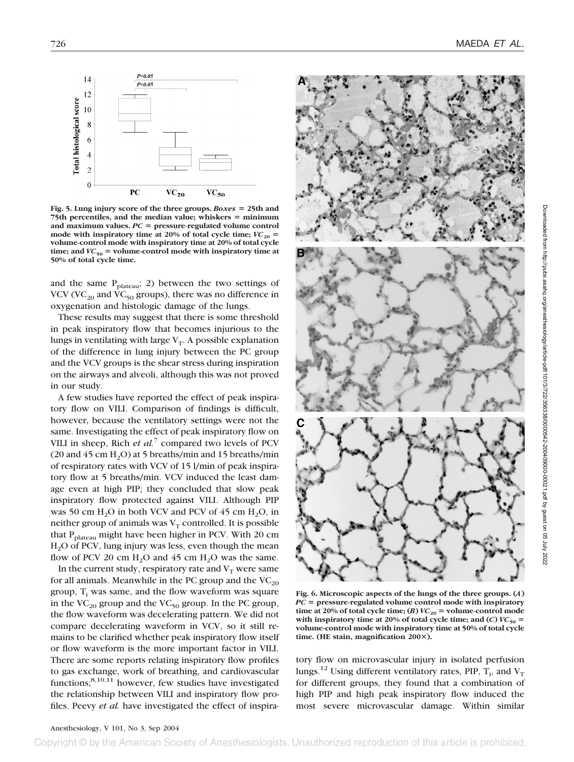Fig. 5. Lung injury score of the three groups. *Boxes* = 25th and 75th percentiles, and the median value; whiskers = minimum and maximum values. *PC* = pressure-regulated volume control mode with inspiratory time at 20% of total cycle time; $VC_{20}$ = volume-control mode with inspiratory time at 20% of total cycle time; and $VC_{50}$ = volume-control mode with inspiratory time at 50% of total cycle time.

and the same $P_{plateau}$; 2) between the two settings of VCV ($VC_{20}$ and $VC_{50}$ groups), there was no difference in oxygenation and histologic damage of the lungs.

These results may suggest that there is some threshold in peak inspiratory flow that becomes injurious to the lungs in ventilating with large $V_T$. A possible explanation of the difference in lung injury between the PC group and the VCV groups is the shear stress during inspiration on the airways and alveoli, although this was not proved in our study.

A few studies have reported the effect of peak inspiratory flow on VILI. Comparison of findings is difficult, however, because the ventilatory settings were not the same. Investigating the effect of peak inspiratory flow on VILI in sheep, Rich *et al.*[7] compared two levels of PCV (20 and 45 cm $H_2O$) at 5 breaths/min and 15 breaths/min of respiratory rates with VCV of 15 l/min of peak inspiratory flow at 5 breaths/min. VCV induced the least damage even at high PIP; they concluded that slow peak inspiratory flow protected against VILI. Although PIP was 50 cm $H_2O$ in both VCV and PCV of 45 cm $H_2O$, in neither group of animals was $V_T$ controlled. It is possible that $P_{plateau}$ might have been higher in PCV. With 20 cm $H_2O$ of PCV, lung injury was less, even though the mean flow of PCV 20 cm $H_2O$ and 45 cm $H_2O$ was the same.

In the current study, respiratory rate and $V_T$ were same for all animals. Meanwhile in the PC group and the $VC_{20}$ group, $T_i$ was same, and the flow waveform was square in the $VC_{20}$ group and the $VC_{50}$ group. In the PC group, the flow waveform was decelerating pattern. We did not compare decelerating waveform in VCV, so it still remains to be clarified whether peak inspiratory flow itself or flow waveform is the more important factor in VILI. There are some reports relating inspiratory flow profiles to gas exchange, work of breathing, and cardiovascular functions;[8,10,11] however, few studies have investigated the relationship between VILI and inspiratory flow profiles. Peevy *et al.* have investigated the effect of inspiratory flow on microvascular injury in isolated perfusion lungs.[12] Using different ventilatory rates, PIP, $T_i$, and $V_T$ for different groups, they found that a combination of high PIP and high peak inspiratory flow induced the most severe microvascular damage. Within similar

Fig. 6. Microscopic aspects of the lungs of the three groups. (*A*) *PC* = pressure-regulated volume control mode with inspiratory time at 20% of total cycle time; (*B*) $VC_{20}$ = volume-control mode with inspiratory time at 20% of total cycle time; and (*C*) $VC_{50}$ = volume-control mode with inspiratory time at 50% of total cycle time. (HE stain, magnification 200×).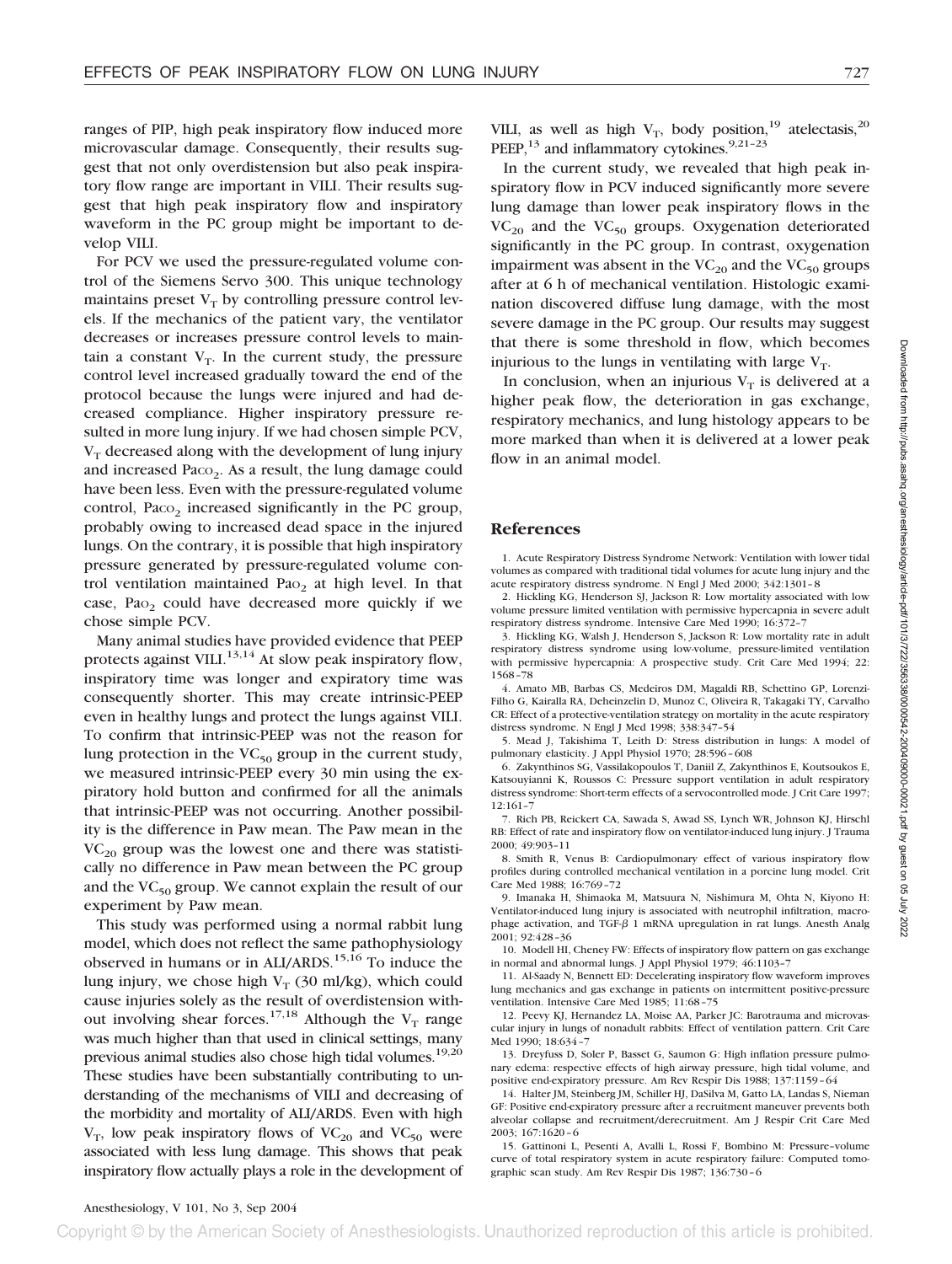ranges of PIP, high peak inspiratory flow induced more microvascular damage. Consequently, their results suggest that not only overdistension but also peak inspiratory flow range are important in VILI. Their results suggest that high peak inspiratory flow and inspiratory waveform in the PC group might be important to develop VILI.

For PCV we used the pressure-regulated volume control of the Siemens Servo 300. This unique technology maintains preset $V_T$ by controlling pressure control levels. If the mechanics of the patient vary, the ventilator decreases or increases pressure control levels to maintain a constant $V_T$. In the current study, the pressure control level increased gradually toward the end of the protocol because the lungs were injured and had decreased compliance. Higher inspiratory pressure resulted in more lung injury. If we had chosen simple PCV, $V_T$ decreased along with the development of lung injury and increased $Pa_{CO_2}$. As a result, the lung damage could have been less. Even with the pressure-regulated volume control, $Pa_{CO_2}$ increased significantly in the PC group, probably owing to increased dead space in the injured lungs. On the contrary, it is possible that high inspiratory pressure generated by pressure-regulated volume control ventilation maintained $Pa_{O_2}$ at high level. In that case, $Pa_{O_2}$ could have decreased more quickly if we chose simple PCV.

Many animal studies have provided evidence that PEEP protects against VILI.[13,14] At slow peak inspiratory flow, inspiratory time was longer and expiratory time was consequently shorter. This may create intrinsic-PEEP even in healthy lungs and protect the lungs against VILI. To confirm that intrinsic-PEEP was not the reason for lung protection in the $VC_{50}$ group in the current study, we measured intrinsic-PEEP every 30 min using the expiratory hold button and confirmed for all the animals that intrinsic-PEEP was not occurring. Another possibility is the difference in Paw mean. The Paw mean in the $VC_{20}$ group was the lowest one and there was statistically no difference in Paw mean between the PC group and the $VC_{50}$ group. We cannot explain the result of our experiment by Paw mean.

This study was performed using a normal rabbit lung model, which does not reflect the same pathophysiology observed in humans or in ALI/ARDS.[15,16] To induce the lung injury, we chose high $V_T$ (30 ml/kg), which could cause injuries solely as the result of overdistension without involving shear forces.[17,18] Although the $V_T$ range was much higher than that used in clinical settings, many previous animal studies also chose high tidal volumes.[19,20] These studies have been substantially contributing to understanding of the mechanisms of VILI and decreasing of the morbidity and mortality of ALI/ARDS. Even with high $V_T$, low peak inspiratory flows of $VC_{20}$ and $VC_{50}$ were associated with less lung damage. This shows that peak inspiratory flow actually plays a role in the development of VILI, as well as high $V_T$, body position,[19] atelectasis,[20] PEEP,[13] and inflammatory cytokines.[9,21–23]

In the current study, we revealed that high peak inspiratory flow in PCV induced significantly more severe lung damage than lower peak inspiratory flows in the $VC_{20}$ and the $VC_{50}$ groups. Oxygenation deteriorated significantly in the PC group. In contrast, oxygenation impairment was absent in the $VC_{20}$ and the $VC_{50}$ groups after at 6 h of mechanical ventilation. Histologic examination discovered diffuse lung damage, with the most severe damage in the PC group. Our results may suggest that there is some threshold in flow, which becomes injurious to the lungs in ventilating with large $V_T$.

In conclusion, when an injurious $V_T$ is delivered at a higher peak flow, the deterioration in gas exchange, respiratory mechanics, and lung histology appears to be more marked than when it is delivered at a lower peak flow in an animal model.

## References

1. Acute Respiratory Distress Syndrome Network: Ventilation with lower tidal volumes as compared with traditional tidal volumes for acute lung injury and the acute respiratory distress syndrome. N Engl J Med 2000; 342:1301–8
2. Hickling KG, Henderson SJ, Jackson R: Low mortality associated with low volume pressure limited ventilation with permissive hypercapnia in severe adult respiratory distress syndrome. Intensive Care Med 1990; 16:372–7
3. Hickling KG, Walsh J, Henderson S, Jackson R: Low mortality rate in adult respiratory distress syndrome using low-volume, pressure-limited ventilation with permissive hypercapnia: A prospective study. Crit Care Med 1994; 22: 1568–78
4. Amato MB, Barbas CS, Medeiros DM, Magaldi RB, Schettino GP, Lorenzi-Filho G, Kairalla RA, Deheinzelin D, Munoz C, Oliveira R, Takagaki TY, Carvalho CR: Effect of a protective-ventilation strategy on mortality in the acute respiratory distress syndrome. N Engl J Med 1998; 338:347–54
5. Mead J, Takishima T, Leith D: Stress distribution in lungs: A model of pulmonary elasticity. J Appl Physiol 1970; 28:596–608
6. Zakynthinos SG, Vassilakopoulos T, Daniil Z, Zakynthinos E, Koutsoukos E, Katsouyianni K, Roussos C: Pressure support ventilation in adult respiratory distress syndrome: Short-term effects of a servocontrolled mode. J Crit Care 1997; 12:161–7
7. Rich PB, Reickert CA, Sawada S, Awad SS, Lynch WR, Johnson KJ, Hirschl RB: Effect of rate and inspiratory flow on ventilator-induced lung injury. J Trauma 2000; 49:903–11
8. Smith R, Venus B: Cardiopulmonary effect of various inspiratory flow profiles during controlled mechanical ventilation in a porcine lung model. Crit Care Med 1988; 16:769–72
9. Imanaka H, Shimaoka M, Matsuura N, Nishimura M, Ohta N, Kiyono H: Ventilator-induced lung injury is associated with neutrophil infiltration, macrophage activation, and TGF-β 1 mRNA upregulation in rat lungs. Anesth Analg 2001; 92:428–36
10. Modell HI, Cheney FW: Effects of inspiratory flow pattern on gas exchange in normal and abnormal lungs. J Appl Physiol 1979; 46:1103–7
11. Al-Saady N, Bennett ED: Decelerating inspiratory flow waveform improves lung mechanics and gas exchange in patients on intermittent positive-pressure ventilation. Intensive Care Med 1985; 11:68–75
12. Peevy KJ, Hernandez LA, Moise AA, Parker JC: Barotrauma and microvascular injury in lungs of nonadult rabbits: Effect of ventilation pattern. Crit Care Med 1990; 18:634–7
13. Dreyfuss D, Soler P, Basset G, Saumon G: High inflation pressure pulmonary edema: respective effects of high airway pressure, high tidal volume, and positive end-expiratory pressure. Am Rev Respir Dis 1988; 137:1159–64
14. Halter JM, Steinberg JM, Schiller HJ, DaSilva M, Gatto LA, Landas S, Nieman GF: Positive end-expiratory pressure after a recruitment maneuver prevents both alveolar collapse and recruitment/derecruitment. Am J Respir Crit Care Med 2003; 167:1620–6
15. Gattinoni L, Pesenti A, Avalli L, Rossi F, Bombino M: Pressure–volume curve of total respiratory system in acute respiratory failure: Computed tomographic scan study. Am Rev Respir Dis 1987; 136:730–6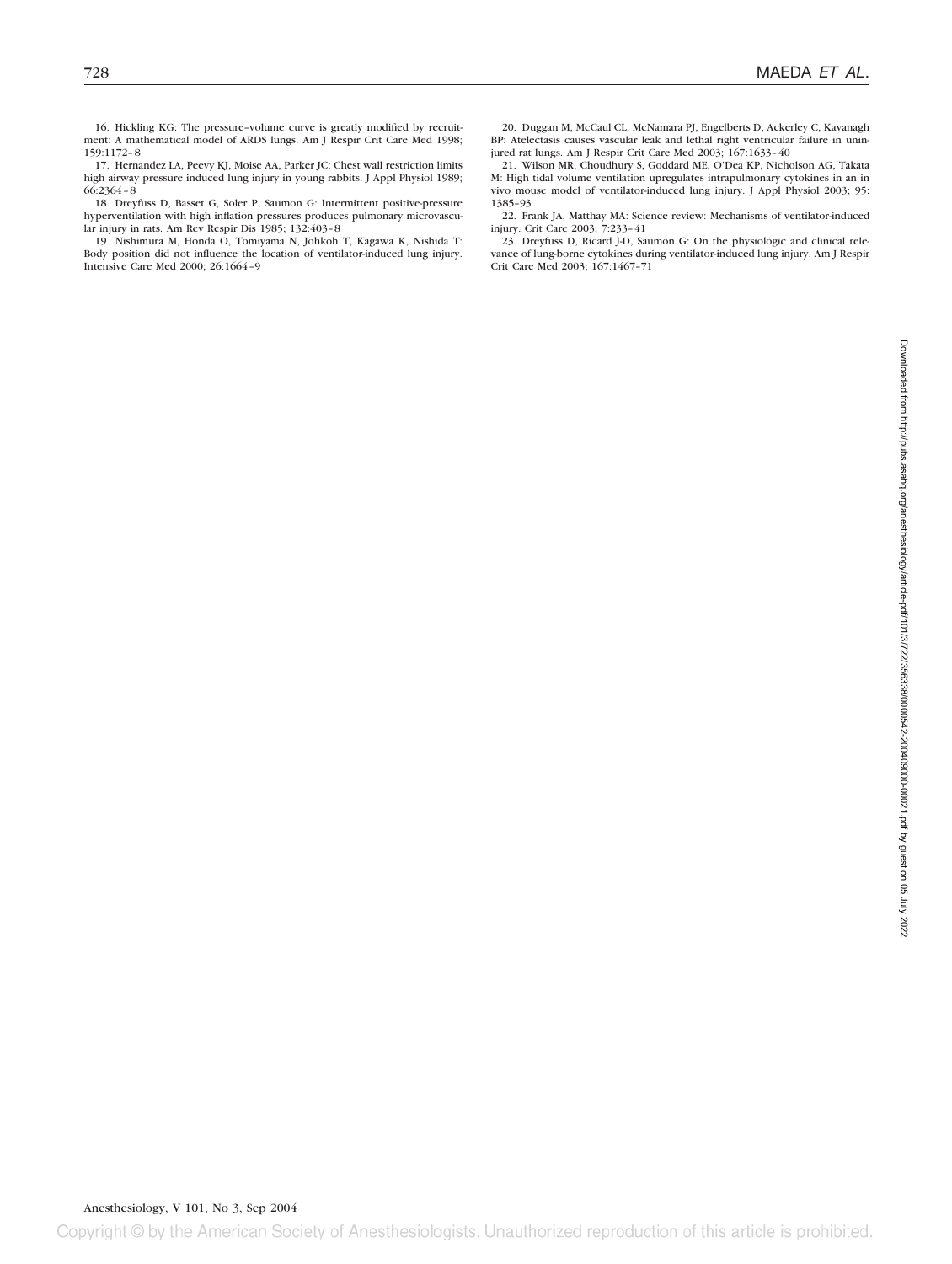16. Hickling KG: The pressure–volume curve is greatly modified by recruitment: A mathematical model of ARDS lungs. Am J Respir Crit Care Med 1998; 159:1172–8

17. Hernandez LA, Peevy KJ, Moise AA, Parker JC: Chest wall restriction limits high airway pressure induced lung injury in young rabbits. J Appl Physiol 1989; 66:2364–8

18. Dreyfuss D, Basset G, Soler P, Saumon G: Intermittent positive-pressure hyperventilation with high inflation pressures produces pulmonary microvascular injury in rats. Am Rev Respir Dis 1985; 132:403–8

19. Nishimura M, Honda O, Tomiyama N, Johkoh T, Kagawa K, Nishida T: Body position did not influence the location of ventilator-induced lung injury. Intensive Care Med 2000; 26:1664–9

20. Duggan M, McCaul CL, McNamara PJ, Engelberts D, Ackerley C, Kavanagh BP: Atelectasis causes vascular leak and lethal right ventricular failure in uninjured rat lungs. Am J Respir Crit Care Med 2003; 167:1633–40

21. Wilson MR, Choudhury S, Goddard ME, O'Dea KP, Nicholson AG, Takata M: High tidal volume ventilation upregulates intrapulmonary cytokines in an in vivo mouse model of ventilator-induced lung injury. J Appl Physiol 2003; 95:1385–93

22. Frank JA, Matthay MA: Science review: Mechanisms of ventilator-induced injury. Crit Care 2003; 7:233–41

23. Dreyfuss D, Ricard J-D, Saumon G: On the physiologic and clinical relevance of lung-borne cytokines during ventilator-induced lung injury. Am J Respir Crit Care Med 2003; 167:1467–71